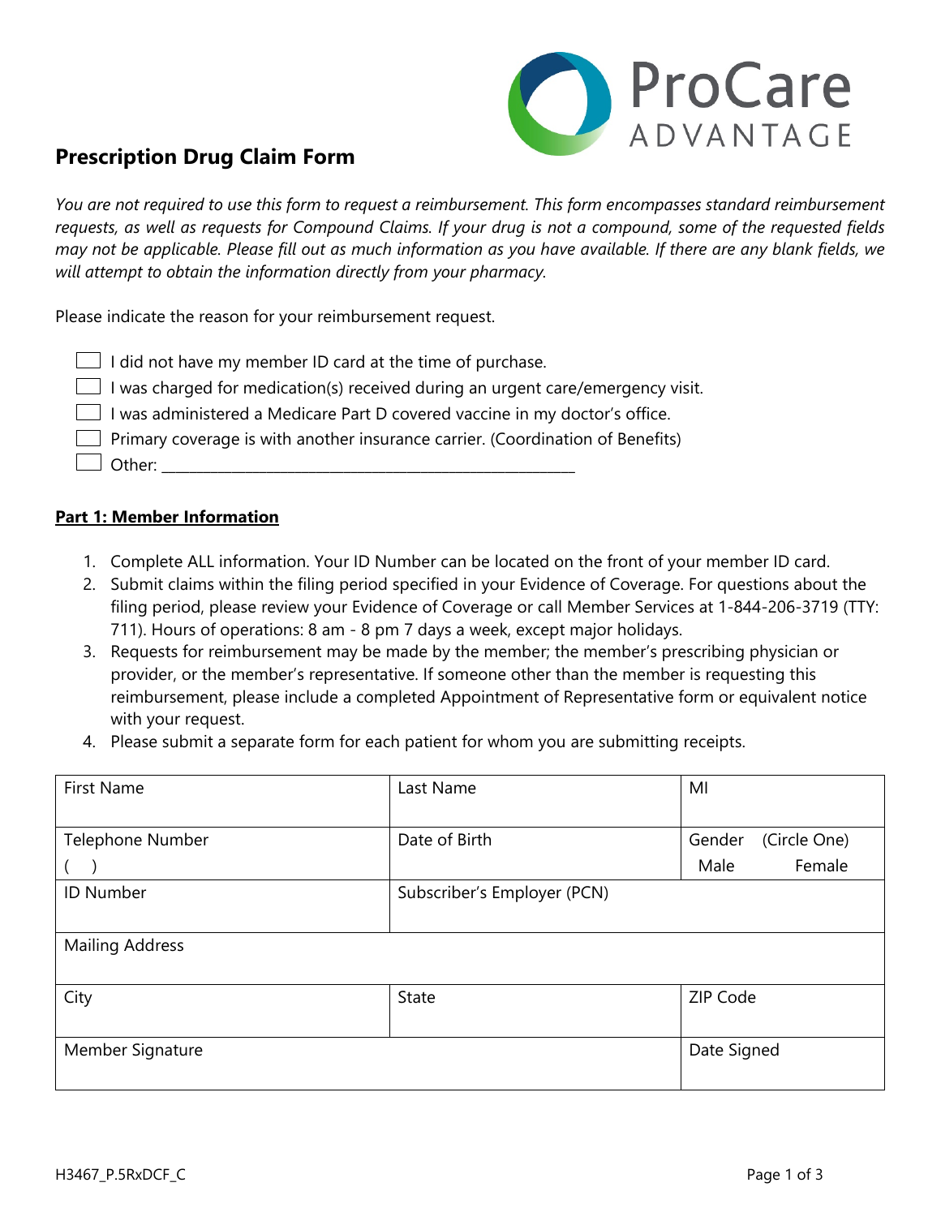ProCare ADVANTAGE

# Prescription Drug Claim Form

*You are not required to use this form to request a reimbursement. This form encompasses standard reimbursement requests, as well as requests for Compound Claims. If your drug is not a compound, some of the requested fields may not be applicable. Please fill out as much information as you have available. If there are any blank fields, we will attempt to obtain the information directly from your pharmacy.*

Please indicate the reason for your reimbursement request.

- ☐ I did not have my member ID card at the time of purchase.
- ☐ I was charged for medication(s) received during an urgent care/emergency visit.
- ☐ I was administered a Medicare Part D covered vaccine in my doctor's office.
- ☐ Primary coverage is with another insurance carrier. (Coordination of Benefits)
- ☐ Other: ___________________________________________________

## Part 1: Member Information

1. Complete ALL information. Your ID Number can be located on the front of your member ID card.
2. Submit claims within the filing period specified in your Evidence of Coverage. For questions about the filing period, please review your Evidence of Coverage or call Member Services at 1-844-206-3719 (TTY: 711). Hours of operations: 8 am - 8 pm 7 days a week, except major holidays.
3. Requests for reimbursement may be made by the member; the member's prescribing physician or provider, or the member's representative. If someone other than the member is requesting this reimbursement, please include a completed Appointment of Representative form or equivalent notice with your request.
4. Please submit a separate form for each patient for whom you are submitting receipts.

| First Name | Last Name | MI |
|---|---|---|
| Telephone Number<br>( ) | Date of Birth | Gender (Circle One)<br>Male Female |
| ID Number | Subscriber's Employer (PCN) | |
| Mailing Address | | |
| City | State | ZIP Code |
| Member Signature | | Date Signed |

H3467_P.5RxDCF_C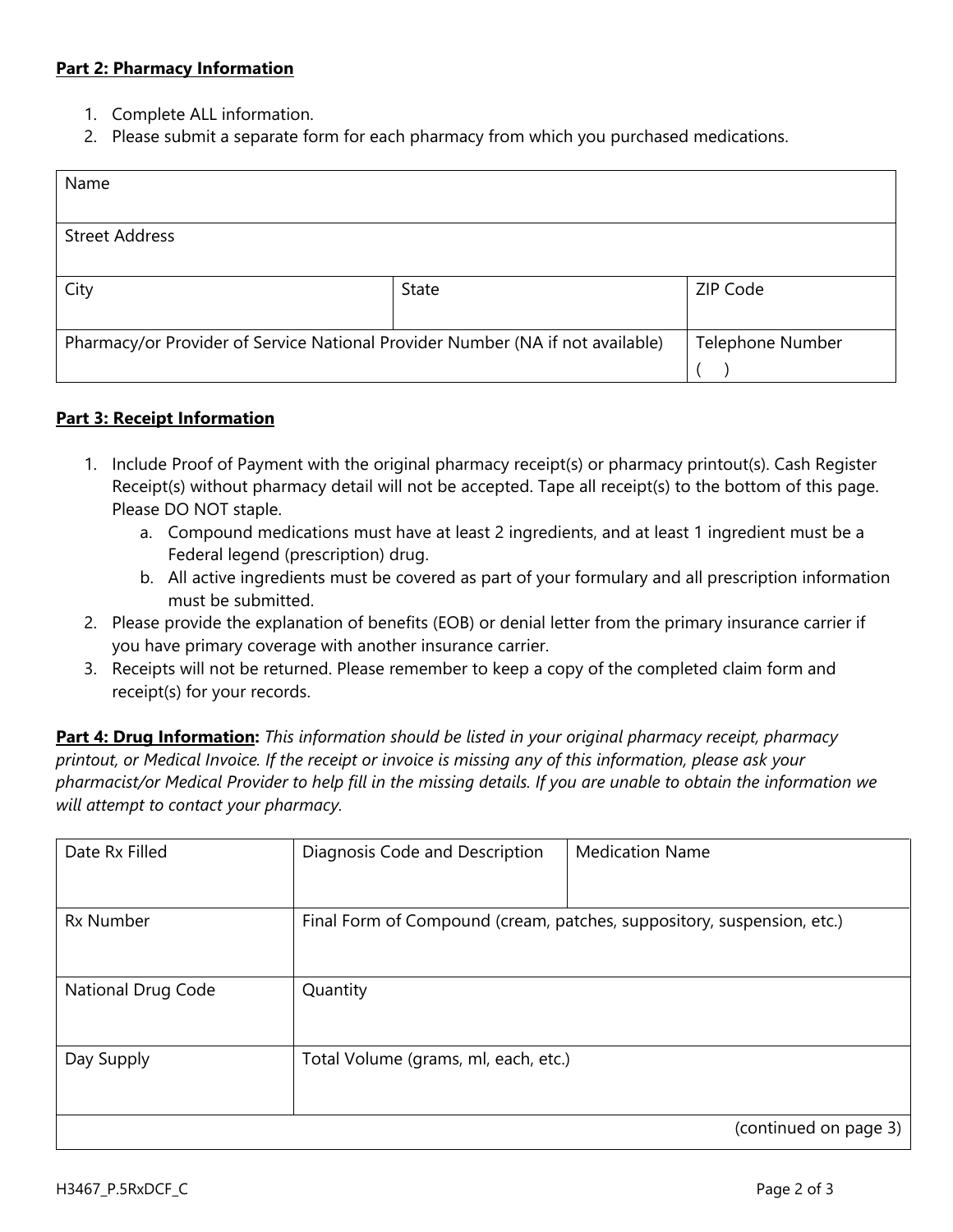**Part 2: Pharmacy Information**

1. Complete ALL information.
2. Please submit a separate form for each pharmacy from which you purchased medications.

| Name | | |
|---|---|---|
| Street Address | | |
| City | State | ZIP Code |
| Pharmacy/or Provider of Service National Provider Number (NA if not available) | | Telephone Number ( ) |

**Part 3: Receipt Information**

1. Include Proof of Payment with the original pharmacy receipt(s) or pharmacy printout(s). Cash Register Receipt(s) without pharmacy detail will not be accepted. Tape all receipt(s) to the bottom of this page. Please DO NOT staple.
   a. Compound medications must have at least 2 ingredients, and at least 1 ingredient must be a Federal legend (prescription) drug.
   b. All active ingredients must be covered as part of your formulary and all prescription information must be submitted.
2. Please provide the explanation of benefits (EOB) or denial letter from the primary insurance carrier if you have primary coverage with another insurance carrier.
3. Receipts will not be returned. Please remember to keep a copy of the completed claim form and receipt(s) for your records.

**Part 4: Drug Information:** *This information should be listed in your original pharmacy receipt, pharmacy printout, or Medical Invoice. If the receipt or invoice is missing any of this information, please ask your pharmacist/or Medical Provider to help fill in the missing details. If you are unable to obtain the information we will attempt to contact your pharmacy.*

| Date Rx Filled | Diagnosis Code and Description | Medication Name |
|---|---|---|
| Rx Number | Final Form of Compound (cream, patches, suppository, suspension, etc.) | |
| National Drug Code | Quantity | |
| Day Supply | Total Volume (grams, ml, each, etc.) | |
| | | (continued on page 3) |

H3467_P.5RxDCF_C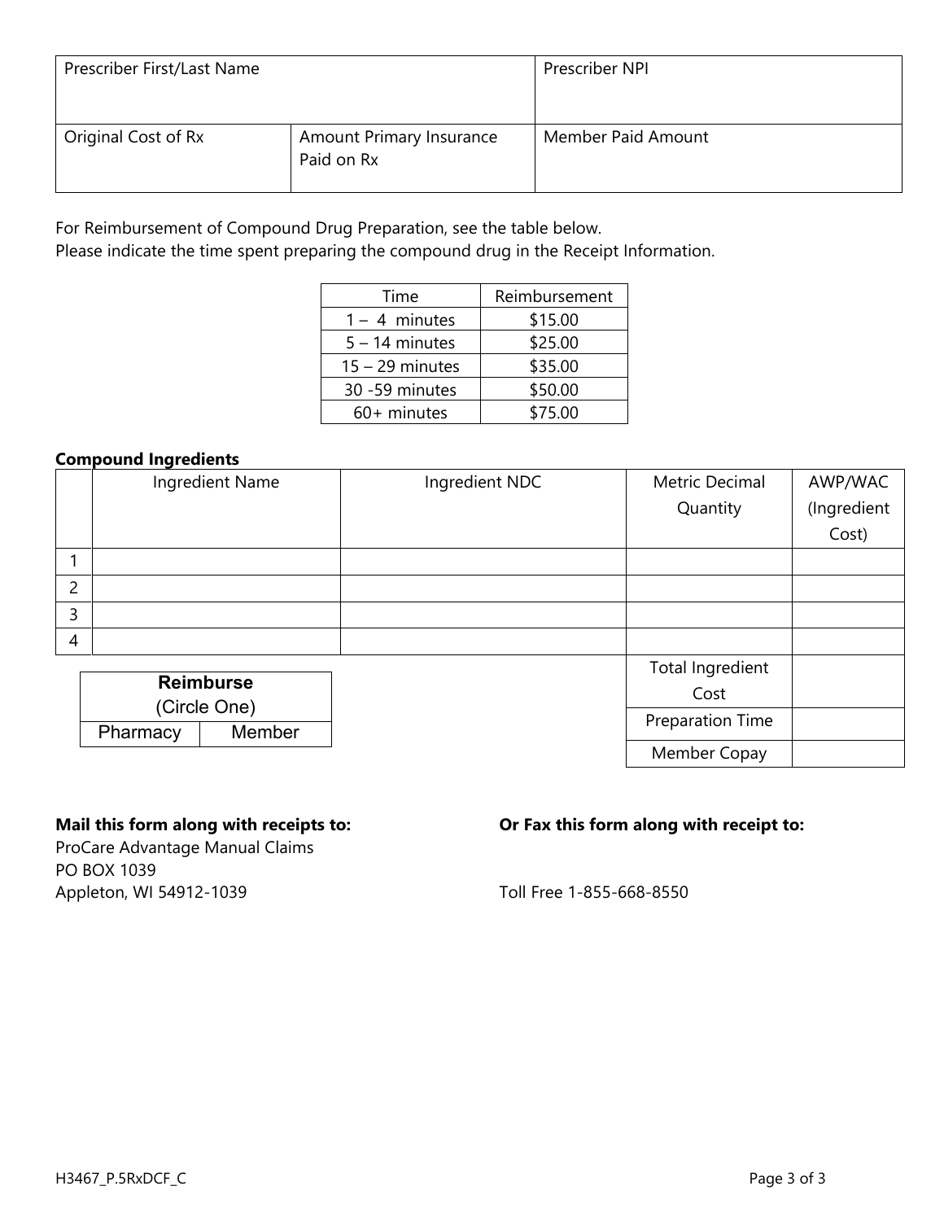| Prescriber First/Last Name | | Prescriber NPI |
|---|---|---|
| Original Cost of Rx | Amount Primary Insurance Paid on Rx | Member Paid Amount |

For Reimbursement of Compound Drug Preparation, see the table below.
Please indicate the time spent preparing the compound drug in the Receipt Information.

| Time | Reimbursement |
|---|---|
| 1 – 4 minutes | $15.00 |
| 5 – 14 minutes | $25.00 |
| 15 – 29 minutes | $35.00 |
| 30 -59 minutes | $50.00 |
| 60+ minutes | $75.00 |

**Compound Ingredients**

| | Ingredient Name | Ingredient NDC | Metric Decimal Quantity | AWP/WAC (Ingredient Cost) |
|---|---|---|---|---|
| 1 | | | | |
| 2 | | | | |
| 3 | | | | |
| 4 | | | | |
| | | | Total Ingredient Cost | |
| | | | Preparation Time | |
| | | | Member Copay | |

| **Reimburse** (Circle One) | |
|---|---|
| Pharmacy | Member |

**Mail this form along with receipts to:**
ProCare Advantage Manual Claims
PO BOX 1039
Appleton, WI 54912-1039

**Or Fax this form along with receipt to:**

Toll Free 1-855-668-8550

H3467_P.5RxDCF_C